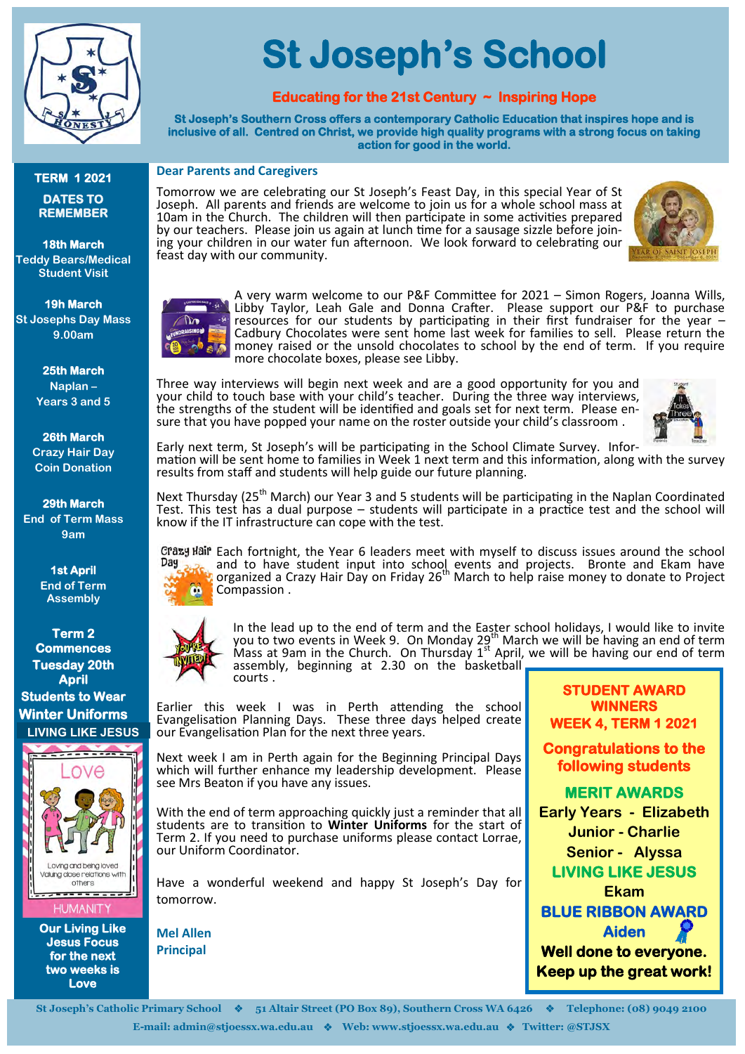# St Joseph's School

**Educating for the 21st Century ~ Inspiring Hope**

**St Joseph's Southern Cross offers a contemporary Catholic Education that inspires hope and is inclusive of all. Centred on Christ, we provide high quality programs with a strong focus on taking action for good in the world.**

## TERM 1 2021

### DATES TO REMEMBER

**18th March**
Teddy Bears/Medical Student Visit

**19h March**
St Josephs Day Mass 9.00am

**25th March**
Naplan – Years 3 and 5

**26th March**
Crazy Hair Day
Coin Donation

**29th March**
End of Term Mass 9am

**1st April**
End of Term Assembly

**Term 2 Commences Tuesday 20th April**
**Students to Wear Winter Uniforms**

### LIVING LIKE JESUS

Love

Loving and being loved
Valuing close relations with others

HUMANITY

**Our Living Like Jesus Focus for the next two weeks is Love**

## Dear Parents and Caregivers

Tomorrow we are celebrating our St Joseph's Feast Day, in this special Year of St Joseph. All parents and friends are welcome to join us for a whole school mass at 10am in the Church. The children will then participate in some activities prepared by our teachers. Please join us again at lunch time for a sausage sizzle before joining your children in our water fun afternoon. We look forward to celebrating our feast day with our community.

A very warm welcome to our P&F Committee for 2021 – Simon Rogers, Joanna Wills, Libby Taylor, Leah Gale and Donna Crafter. Please support our P&F to purchase resources for our students by participating in their first fundraiser for the year – Cadbury Chocolates were sent home last week for families to sell. Please return the money raised or the unsold chocolates to school by the end of term. If you require more chocolate boxes, please see Libby.

Three way interviews will begin next week and are a good opportunity for you and your child to touch base with your child's teacher. During the three way interviews, the strengths of the student will be identified and goals set for next term. Please ensure that you have popped your name on the roster outside your child's classroom .

Early next term, St Joseph's will be participating in the School Climate Survey. Information will be sent home to families in Week 1 next term and this information, along with the survey results from staff and students will help guide our future planning.

Next Thursday (25th March) our Year 3 and 5 students will be participating in the Naplan Coordinated Test. This test has a dual purpose – students will participate in a practice test and the school will know if the IT infrastructure can cope with the test.

Each fortnight, the Year 6 leaders meet with myself to discuss issues around the school and to have student input into school events and projects. Bronte and Ekam have organized a Crazy Hair Day on Friday 26th March to help raise money to donate to Project Compassion .

In the lead up to the end of term and the Easter school holidays, I would like to invite you to two events in Week 9. On Monday 29th March we will be having an end of term Mass at 9am in the Church. On Thursday 1st April, we will be having our end of term assembly, beginning at 2.30 on the basketball courts .

Earlier this week I was in Perth attending the school Evangelisation Planning Days. These three days helped create our Evangelisation Plan for the next three years.

Next week I am in Perth again for the Beginning Principal Days which will further enhance my leadership development. Please see Mrs Beaton if you have any issues.

With the end of term approaching quickly just a reminder that all students are to transition to **Winter Uniforms** for the start of Term 2. If you need to purchase uniforms please contact Lorrae, our Uniform Coordinator.

Have a wonderful weekend and happy St Joseph's Day for tomorrow.

**Mel Allen**
**Principal**

### STUDENT AWARD WINNERS WEEK 4, TERM 1 2021

**Congratulations to the following students**

**MERIT AWARDS**
Early Years - Elizabeth
Junior - Charlie
Senior - Alyssa

**LIVING LIKE JESUS**
Ekam

**BLUE RIBBON AWARD**
Aiden

**Well done to everyone. Keep up the great work!**

St Joseph's Catholic Primary School ❖ 51 Altair Street (PO Box 89), Southern Cross WA 6426 ❖ Telephone: (08) 9049 2100
E-mail: admin@stjoessx.wa.edu.au ❖ Web: www.stjoessx.wa.edu.au ❖ Twitter: @STJSX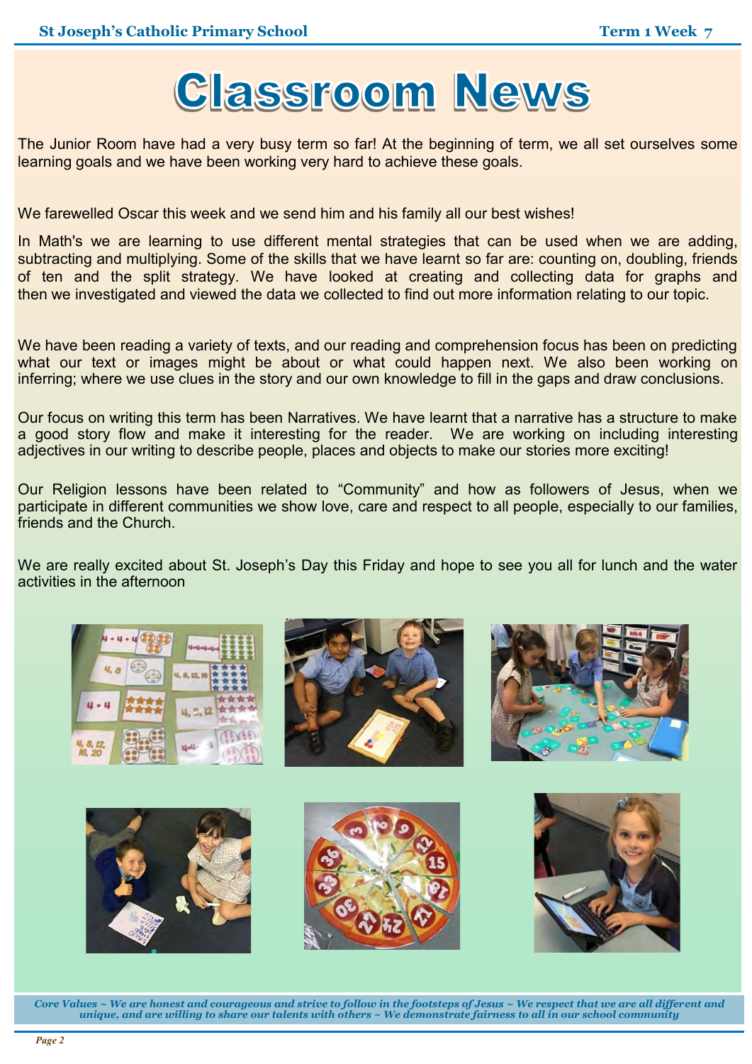# Classroom News

The Junior Room have had a very busy term so far! At the beginning of term, we all set ourselves some learning goals and we have been working very hard to achieve these goals.

We farewelled Oscar this week and we send him and his family all our best wishes!

In Math's we are learning to use different mental strategies that can be used when we are adding, subtracting and multiplying. Some of the skills that we have learnt so far are: counting on, doubling, friends of ten and the split strategy. We have looked at creating and collecting data for graphs and then we investigated and viewed the data we collected to find out more information relating to our topic.

We have been reading a variety of texts, and our reading and comprehension focus has been on predicting what our text or images might be about or what could happen next. We also been working on inferring; where we use clues in the story and our own knowledge to fill in the gaps and draw conclusions.

Our focus on writing this term has been Narratives. We have learnt that a narrative has a structure to make a good story flow and make it interesting for the reader. We are working on including interesting adjectives in our writing to describe people, places and objects to make our stories more exciting!

Our Religion lessons have been related to "Community" and how as followers of Jesus, when we participate in different communities we show love, care and respect to all people, especially to our families, friends and the Church.

We are really excited about St. Joseph's Day this Friday and hope to see you all for lunch and the water activities in the afternoon

*Core Values ~ We are honest and courageous and strive to follow in the footsteps of Jesus ~ We respect that we are all different and unique, and are willing to share our talents with others ~ We demonstrate fairness to all in our school community*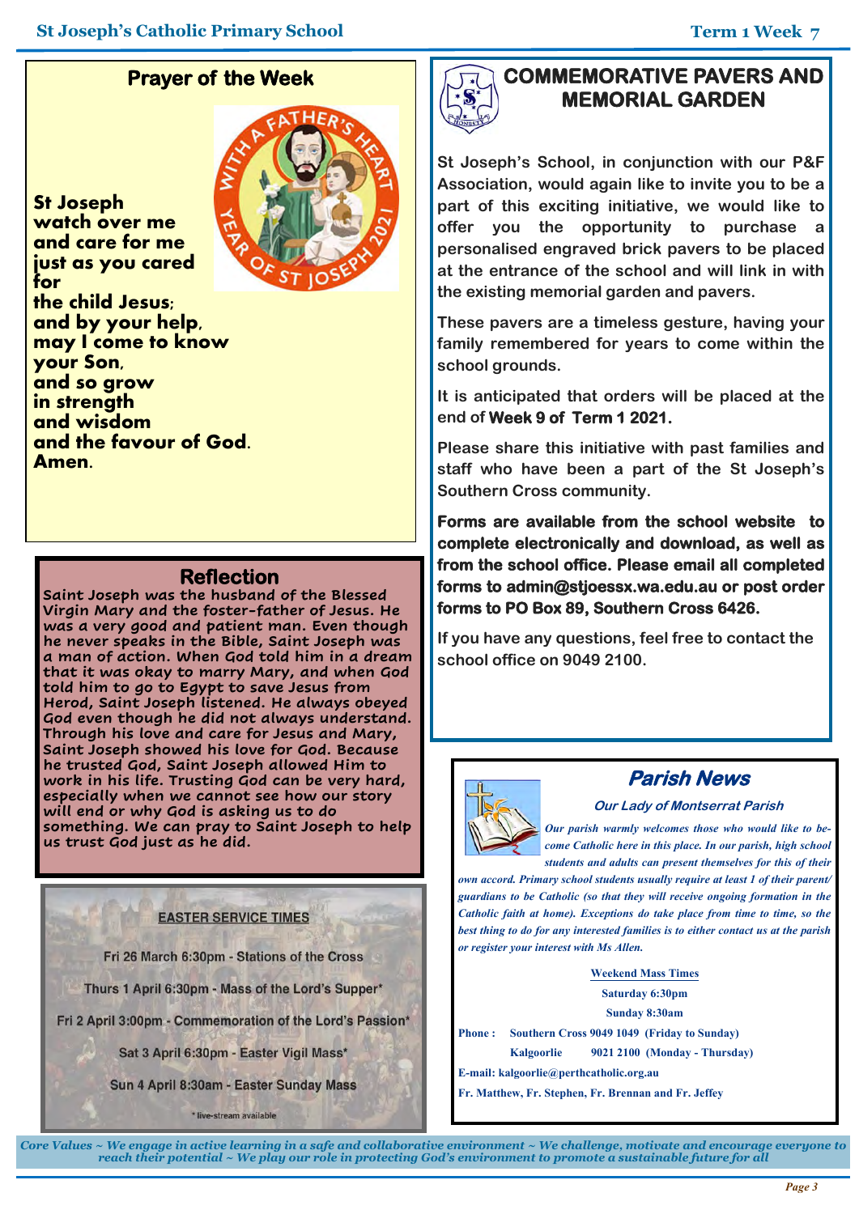## Prayer of the Week

**St Joseph
watch over me
and care for me
just as you cared for
the child Jesus;
and by your help,
may I come to know
your Son,
and so grow
in strength
and wisdom
and the favour of God.
Amen.**

## Reflection

**Saint Joseph was the husband of the Blessed Virgin Mary and the foster-father of Jesus. He was a very good and patient man. Even though he never speaks in the Bible, Saint Joseph was a man of action. When God told him in a dream that it was okay to marry Mary, and when God told him to go to Egypt to save Jesus from Herod, Saint Joseph listened. He always obeyed God even though he did not always understand. Through his love and care for Jesus and Mary, Saint Joseph showed his love for God. Because he trusted God, Saint Joseph allowed Him to work in his life. Trusting God can be very hard, especially when we cannot see how our story will end or why God is asking us to do something. We can pray to Saint Joseph to help us trust God just as he did.**

### EASTER SERVICE TIMES

Fri 26 March 6:30pm - Stations of the Cross

Thurs 1 April 6:30pm - Mass of the Lord's Supper*

Fri 2 April 3:00pm - Commemoration of the Lord's Passion*

Sat 3 April 6:30pm - Easter Vigil Mass*

Sun 4 April 8:30am - Easter Sunday Mass

\* live-stream available

## COMMEMORATIVE PAVERS AND MEMORIAL GARDEN

St Joseph's School, in conjunction with our P&F Association, would again like to invite you to be a part of this exciting initiative, we would like to offer you the opportunity to purchase a personalised engraved brick pavers to be placed at the entrance of the school and will link in with the existing memorial garden and pavers.

These pavers are a timeless gesture, having your family remembered for years to come within the school grounds.

It is anticipated that orders will be placed at the end of **Week 9 of Term 1 2021.**

Please share this initiative with past families and staff who have been a part of the St Joseph's Southern Cross community.

**Forms are available from the school website to complete electronically and download, as well as from the school office. Please email all completed forms to admin@stjoessx.wa.edu.au or post order forms to PO Box 89, Southern Cross 6426.**

If you have any questions, feel free to contact the school office on 9049 2100.

## *Parish News*

### *Our Lady of Montserrat Parish*

*Our parish warmly welcomes those who would like to become Catholic here in this place. In our parish, high school students and adults can present themselves for this of their own accord. Primary school students usually require at least 1 of their parent/guardians to be Catholic (so that they will receive ongoing formation in the Catholic faith at home). Exceptions do take place from time to time, so the best thing to do for any interested families is to either contact us at the parish or register your interest with Ms Allen.*

**Weekend Mass Times**

**Saturday 6:30pm**

**Sunday 8:30am**

**Phone :** Southern Cross 9049 1049 (Friday to Sunday)
Kalgoorlie 9021 2100 (Monday - Thursday)

**E-mail:** kalgoorlie@perthcatholic.org.au

Fr. Matthew, Fr. Stephen, Fr. Brennan and Fr. Jeffey

*Core Values ~ We engage in active learning in a safe and collaborative environment ~ We challenge, motivate and encourage everyone to reach their potential ~ We play our role in protecting God's environment to promote a sustainable future for all*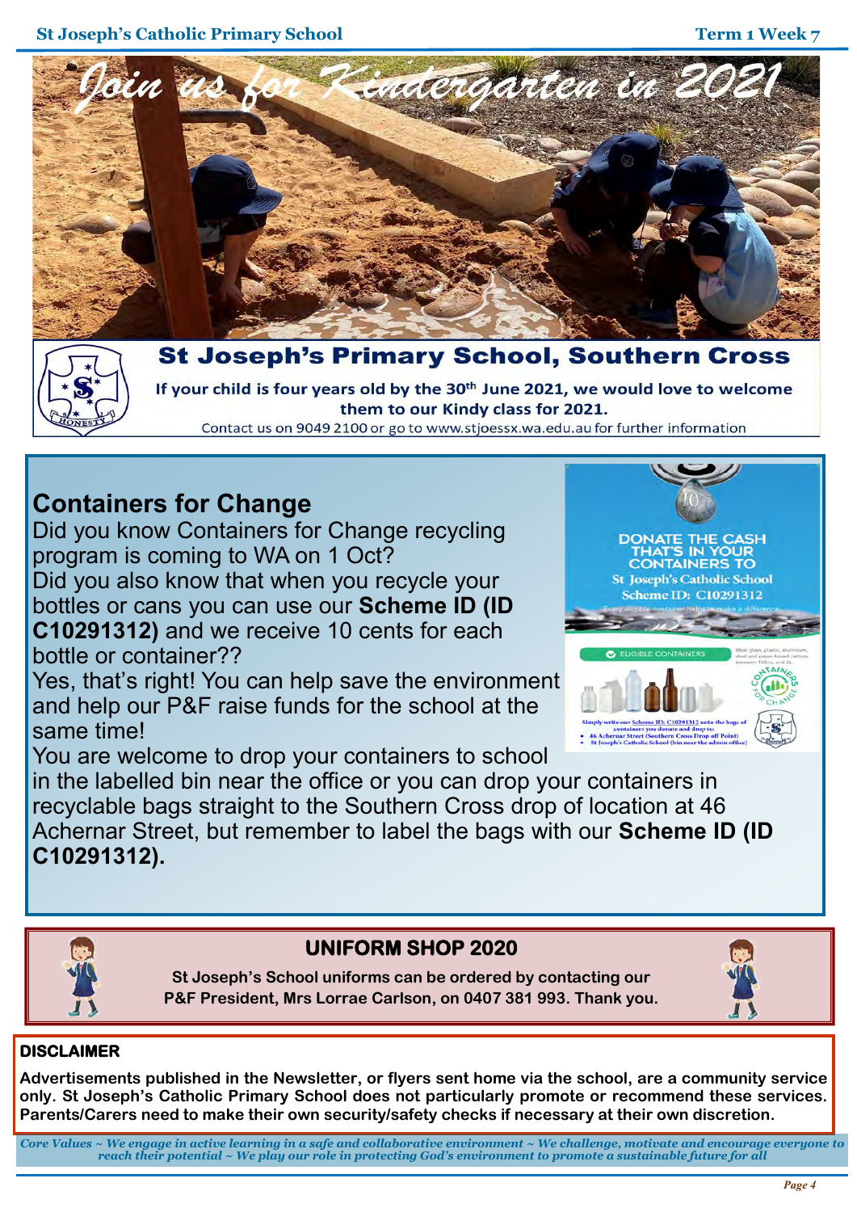# Join us for Kindergarten in 2021

## St Joseph's Primary School, Southern Cross

**If your child is four years old by the 30th June 2021, we would love to welcome them to our Kindy class for 2021.**

Contact us on 9049 2100 or go to www.stjoessx.wa.edu.au for further information

## Containers for Change

Did you know Containers for Change recycling program is coming to WA on 1 Oct?

Did you also know that when you recycle your bottles or cans you can use our **Scheme ID (ID C10291312)** and we receive 10 cents for each bottle or container??

Yes, that's right! You can help save the environment and help our P&F raise funds for the school at the same time!

You are welcome to drop your containers to school in the labelled bin near the office or you can drop your containers in recyclable bags straight to the Southern Cross drop of location at 46 Achernar Street, but remember to label the bags with our **Scheme ID (ID C10291312).**

DONATE THE CASH THAT'S IN YOUR CONTAINERS TO
St Joseph's Catholic School
Scheme ID: C10291312

Every eligible container helps to make a difference

ELIGIBLE CONTAINERS

Most glass, plastic, aluminium, steel and paper-based cartons between 150ml and 3L

Simply write our Scheme ID: C10291312 onto the bags of containers you donate and drop to:
- 46 Achernar Street (Southern Cross Drop off Point)
- St Joseph's Catholic School (bin near the admin office)

## UNIFORM SHOP 2020

**St Joseph's School uniforms can be ordered by contacting our P&F President, Mrs Lorrae Carlson, on 0407 381 993. Thank you.**

### DISCLAIMER

**Advertisements published in the Newsletter, or flyers sent home via the school, are a community service only. St Joseph's Catholic Primary School does not particularly promote or recommend these services. Parents/Carers need to make their own security/safety checks if necessary at their own discretion.**

*Core Values ~ We engage in active learning in a safe and collaborative environment ~ We challenge, motivate and encourage everyone to reach their potential ~ We play our role in protecting God's environment to promote a sustainable future for all*